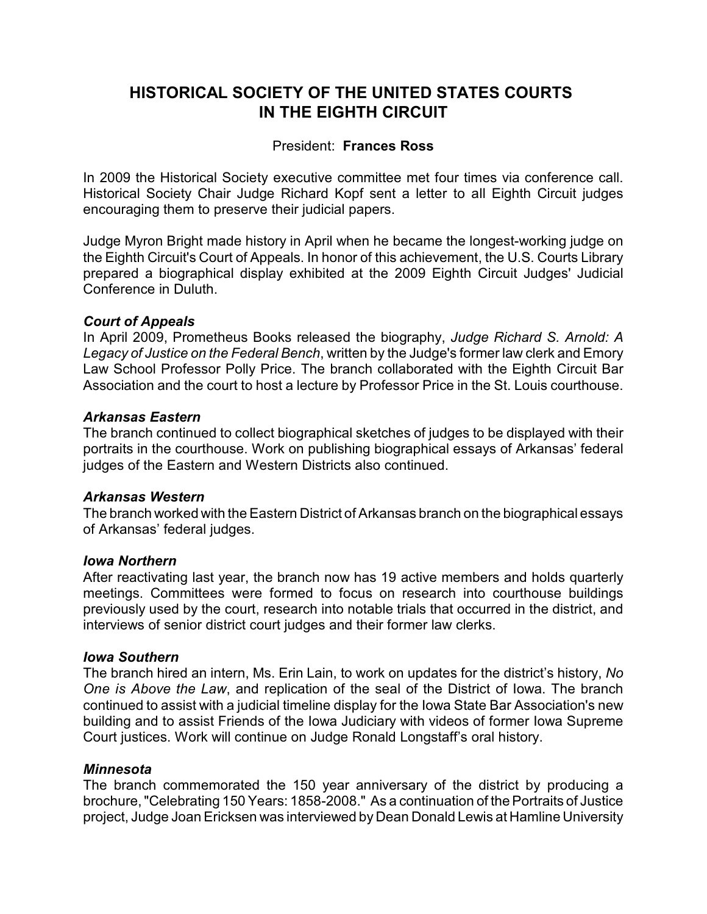# HISTORICAL SOCIETY OF THE UNITED STATES COURTS IN THE EIGHTH CIRCUIT

President: **Frances Ross**

In 2009 the Historical Society executive committee met four times via conference call. Historical Society Chair Judge Richard Kopf sent a letter to all Eighth Circuit judges encouraging them to preserve their judicial papers.

Judge Myron Bright made history in April when he became the longest-working judge on the Eighth Circuit's Court of Appeals. In honor of this achievement, the U.S. Courts Library prepared a biographical display exhibited at the 2009 Eighth Circuit Judges' Judicial Conference in Duluth.

### *Court of Appeals*

In April 2009, Prometheus Books released the biography, *Judge Richard S. Arnold: A Legacy of Justice on the Federal Bench*, written by the Judge's former law clerk and Emory Law School Professor Polly Price. The branch collaborated with the Eighth Circuit Bar Association and the court to host a lecture by Professor Price in the St. Louis courthouse.

### *Arkansas Eastern*

The branch continued to collect biographical sketches of judges to be displayed with their portraits in the courthouse. Work on publishing biographical essays of Arkansas' federal judges of the Eastern and Western Districts also continued.

### *Arkansas Western*

The branch worked with the Eastern District of Arkansas branch on the biographical essays of Arkansas' federal judges.

### *Iowa Northern*

After reactivating last year, the branch now has 19 active members and holds quarterly meetings. Committees were formed to focus on research into courthouse buildings previously used by the court, research into notable trials that occurred in the district, and interviews of senior district court judges and their former law clerks.

### *Iowa Southern*

The branch hired an intern, Ms. Erin Lain, to work on updates for the district's history, *No One is Above the Law*, and replication of the seal of the District of Iowa. The branch continued to assist with a judicial timeline display for the Iowa State Bar Association's new building and to assist Friends of the Iowa Judiciary with videos of former Iowa Supreme Court justices. Work will continue on Judge Ronald Longstaff's oral history.

### *Minnesota*

The branch commemorated the 150 year anniversary of the district by producing a brochure, "Celebrating 150 Years: 1858-2008." As a continuation of the Portraits of Justice project, Judge Joan Ericksen was interviewed by Dean Donald Lewis at Hamline University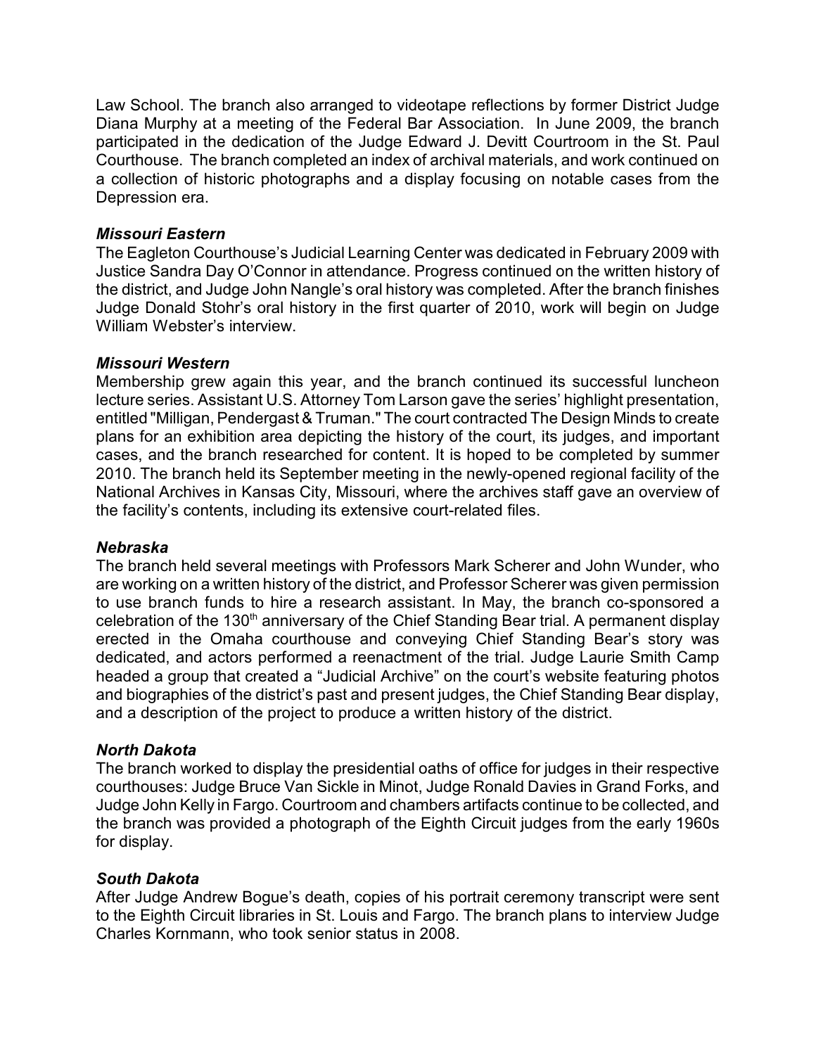Law School. The branch also arranged to videotape reflections by former District Judge Diana Murphy at a meeting of the Federal Bar Association. In June 2009, the branch participated in the dedication of the Judge Edward J. Devitt Courtroom in the St. Paul Courthouse. The branch completed an index of archival materials, and work continued on a collection of historic photographs and a display focusing on notable cases from the Depression era.

### *Missouri Eastern*

The Eagleton Courthouse's Judicial Learning Center was dedicated in February 2009 with Justice Sandra Day O'Connor in attendance. Progress continued on the written history of the district, and Judge John Nangle's oral history was completed. After the branch finishes Judge Donald Stohr's oral history in the first quarter of 2010, work will begin on Judge William Webster's interview.

### *Missouri Western*

Membership grew again this year, and the branch continued its successful luncheon lecture series. Assistant U.S. Attorney Tom Larson gave the series' highlight presentation, entitled "Milligan, Pendergast & Truman." The court contracted The Design Minds to create plans for an exhibition area depicting the history of the court, its judges, and important cases, and the branch researched for content. It is hoped to be completed by summer 2010. The branch held its September meeting in the newly-opened regional facility of the National Archives in Kansas City, Missouri, where the archives staff gave an overview of the facility's contents, including its extensive court-related files.

### *Nebraska*

The branch held several meetings with Professors Mark Scherer and John Wunder, who are working on a written history of the district, and Professor Scherer was given permission to use branch funds to hire a research assistant. In May, the branch co-sponsored a celebration of the 130th anniversary of the Chief Standing Bear trial. A permanent display erected in the Omaha courthouse and conveying Chief Standing Bear's story was dedicated, and actors performed a reenactment of the trial. Judge Laurie Smith Camp headed a group that created a "Judicial Archive" on the court's website featuring photos and biographies of the district's past and present judges, the Chief Standing Bear display, and a description of the project to produce a written history of the district.

### *North Dakota*

The branch worked to display the presidential oaths of office for judges in their respective courthouses: Judge Bruce Van Sickle in Minot, Judge Ronald Davies in Grand Forks, and Judge John Kelly in Fargo. Courtroom and chambers artifacts continue to be collected, and the branch was provided a photograph of the Eighth Circuit judges from the early 1960s for display.

### *South Dakota*

After Judge Andrew Bogue's death, copies of his portrait ceremony transcript were sent to the Eighth Circuit libraries in St. Louis and Fargo. The branch plans to interview Judge Charles Kornmann, who took senior status in 2008.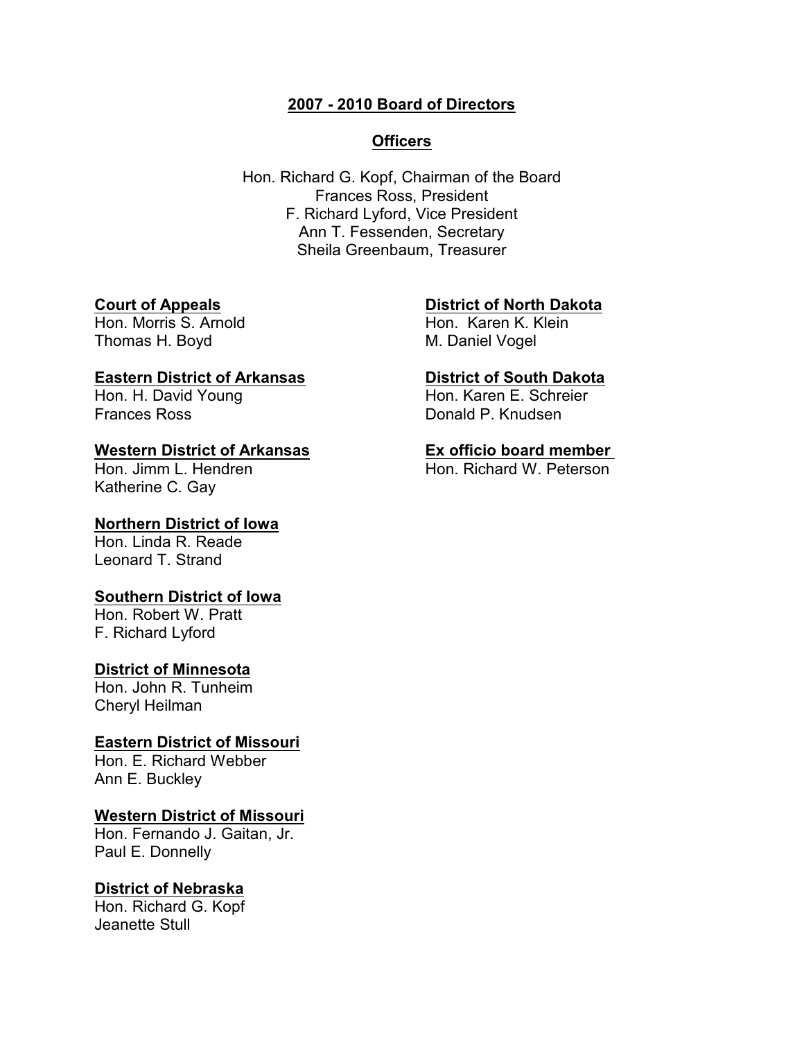## 2007 - 2010 Board of Directors

### Officers

Hon. Richard G. Kopf, Chairman of the Board
Frances Ross, President
F. Richard Lyford, Vice President
Ann T. Fessenden, Secretary
Sheila Greenbaum, Treasurer

**Court of Appeals**
Hon. Morris S. Arnold
Thomas H. Boyd

**Eastern District of Arkansas**
Hon. H. David Young
Frances Ross

**Western District of Arkansas**
Hon. Jimm L. Hendren
Katherine C. Gay

**Northern District of Iowa**
Hon. Linda R. Reade
Leonard T. Strand

**Southern District of Iowa**
Hon. Robert W. Pratt
F. Richard Lyford

**District of Minnesota**
Hon. John R. Tunheim
Cheryl Heilman

**Eastern District of Missouri**
Hon. E. Richard Webber
Ann E. Buckley

**Western District of Missouri**
Hon. Fernando J. Gaitan, Jr.
Paul E. Donnelly

**District of Nebraska**
Hon. Richard G. Kopf
Jeanette Stull

**District of North Dakota**
Hon. Karen K. Klein
M. Daniel Vogel

**District of South Dakota**
Hon. Karen E. Schreier
Donald P. Knudsen

**Ex officio board member**
Hon. Richard W. Peterson